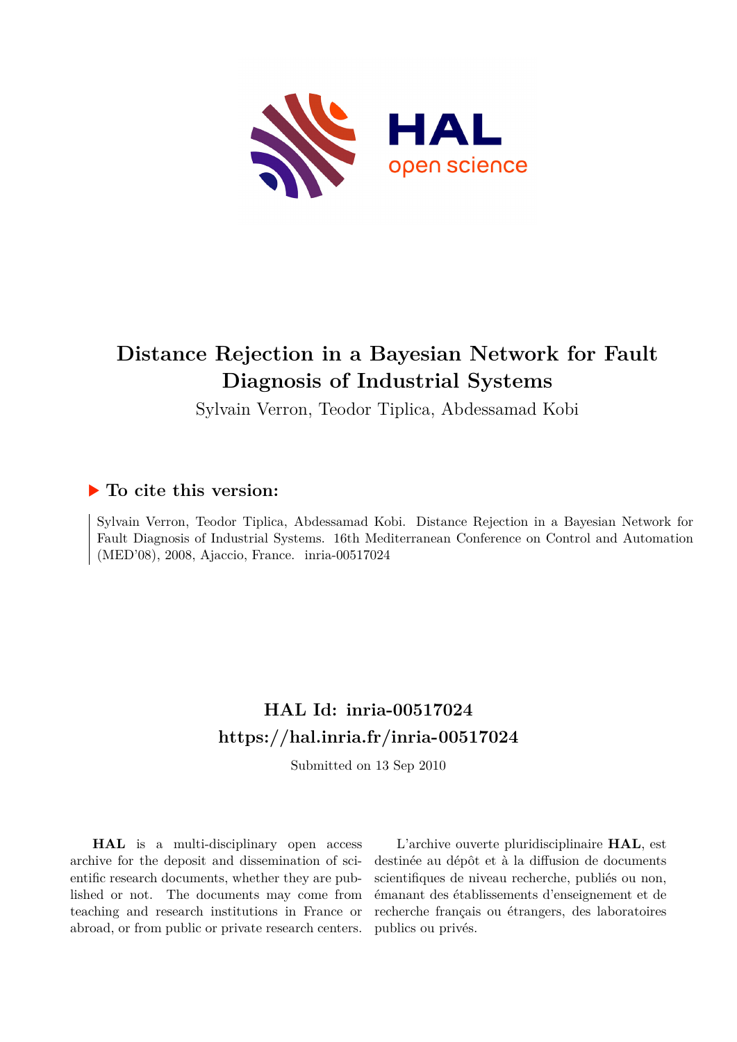# Distance Rejection in a Bayesian Network for Fault Diagnosis of Industrial Systems

Sylvain Verron, Teodor Tiplica, Abdessamad Kobi

## ▶ To cite this version:

Sylvain Verron, Teodor Tiplica, Abdessamad Kobi. Distance Rejection in a Bayesian Network for Fault Diagnosis of Industrial Systems. 16th Mediterranean Conference on Control and Automation (MED'08), 2008, Ajaccio, France. inria-00517024

## HAL Id: inria-00517024
## https://hal.inria.fr/inria-00517024

Submitted on 13 Sep 2010

**HAL** is a multi-disciplinary open access archive for the deposit and dissemination of scientific research documents, whether they are published or not. The documents may come from teaching and research institutions in France or abroad, or from public or private research centers.

L'archive ouverte pluridisciplinaire **HAL**, est destinée au dépôt et à la diffusion de documents scientifiques de niveau recherche, publiés ou non, émanant des établissements d'enseignement et de recherche français ou étrangers, des laboratoires publics ou privés.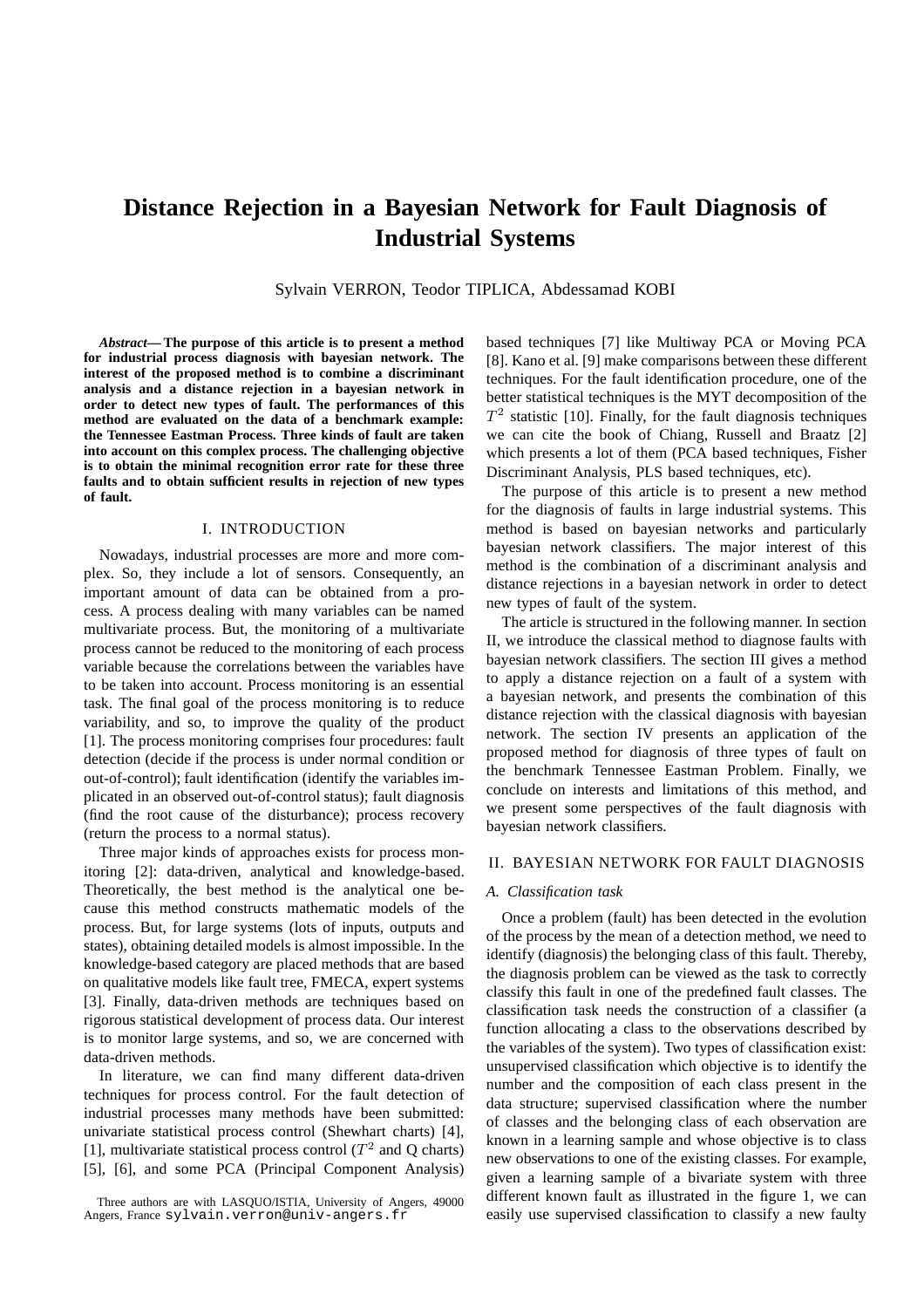# Distance Rejection in a Bayesian Network for Fault Diagnosis of Industrial Systems

Sylvain VERRON, Teodor TIPLICA, Abdessamad KOBI

***Abstract*— The purpose of this article is to present a method for industrial process diagnosis with bayesian network. The interest of the proposed method is to combine a discriminant analysis and a distance rejection in a bayesian network in order to detect new types of fault. The performances of this method are evaluated on the data of a benchmark example: the Tennessee Eastman Process. Three kinds of fault are taken into account on this complex process. The challenging objective is to obtain the minimal recognition error rate for these three faults and to obtain sufficient results in rejection of new types of fault.**

## I. INTRODUCTION

Nowadays, industrial processes are more and more complex. So, they include a lot of sensors. Consequently, an important amount of data can be obtained from a process. A process dealing with many variables can be named multivariate process. But, the monitoring of a multivariate process cannot be reduced to the monitoring of each process variable because the correlations between the variables have to be taken into account. Process monitoring is an essential task. The final goal of the process monitoring is to reduce variability, and so, to improve the quality of the product [1]. The process monitoring comprises four procedures: fault detection (decide if the process is under normal condition or out-of-control); fault identification (identify the variables implicated in an observed out-of-control status); fault diagnosis (find the root cause of the disturbance); process recovery (return the process to a normal status).

Three major kinds of approaches exists for process monitoring [2]: data-driven, analytical and knowledge-based. Theoretically, the best method is the analytical one because this method constructs mathematic models of the process. But, for large systems (lots of inputs, outputs and states), obtaining detailed models is almost impossible. In the knowledge-based category are placed methods that are based on qualitative models like fault tree, FMECA, expert systems [3]. Finally, data-driven methods are techniques based on rigorous statistical development of process data. Our interest is to monitor large systems, and so, we are concerned with data-driven methods.

In literature, we can find many different data-driven techniques for process control. For the fault detection of industrial processes many methods have been submitted: univariate statistical process control (Shewhart charts) [4], [1], multivariate statistical process control ($T^2$ and Q charts) [5], [6], and some PCA (Principal Component Analysis) based techniques [7] like Multiway PCA or Moving PCA [8]. Kano et al. [9] make comparisons between these different techniques. For the fault identification procedure, one of the better statistical techniques is the MYT decomposition of the $T^2$ statistic [10]. Finally, for the fault diagnosis techniques we can cite the book of Chiang, Russell and Braatz [2] which presents a lot of them (PCA based techniques, Fisher Discriminant Analysis, PLS based techniques, etc).

The purpose of this article is to present a new method for the diagnosis of faults in large industrial systems. This method is based on bayesian networks and particularly bayesian network classifiers. The major interest of this method is the combination of a discriminant analysis and distance rejections in a bayesian network in order to detect new types of fault of the system.

The article is structured in the following manner. In section II, we introduce the classical method to diagnose faults with bayesian network classifiers. The section III gives a method to apply a distance rejection on a fault of a system with a bayesian network, and presents the combination of this distance rejection with the classical diagnosis with bayesian network. The section IV presents an application of the proposed method for diagnosis of three types of fault on the benchmark Tennessee Eastman Problem. Finally, we conclude on interests and limitations of this method, and we present some perspectives of the fault diagnosis with bayesian network classifiers.

## II. BAYESIAN NETWORK FOR FAULT DIAGNOSIS

### A. Classification task

Once a problem (fault) has been detected in the evolution of the process by the mean of a detection method, we need to identify (diagnosis) the belonging class of this fault. Thereby, the diagnosis problem can be viewed as the task to correctly classify this fault in one of the predefined fault classes. The classification task needs the construction of a classifier (a function allocating a class to the observations described by the variables of the system). Two types of classification exist: unsupervised classification which objective is to identify the number and the composition of each class present in the data structure; supervised classification where the number of classes and the belonging class of each observation are known in a learning sample and whose objective is to class new observations to one of the existing classes. For example, given a learning sample of a bivariate system with three different known fault as illustrated in the figure 1, we can easily use supervised classification to classify a new faulty

Three authors are with LASQUO/ISTIA, University of Angers, 49000 Angers, France sylvain.verron@univ-angers.fr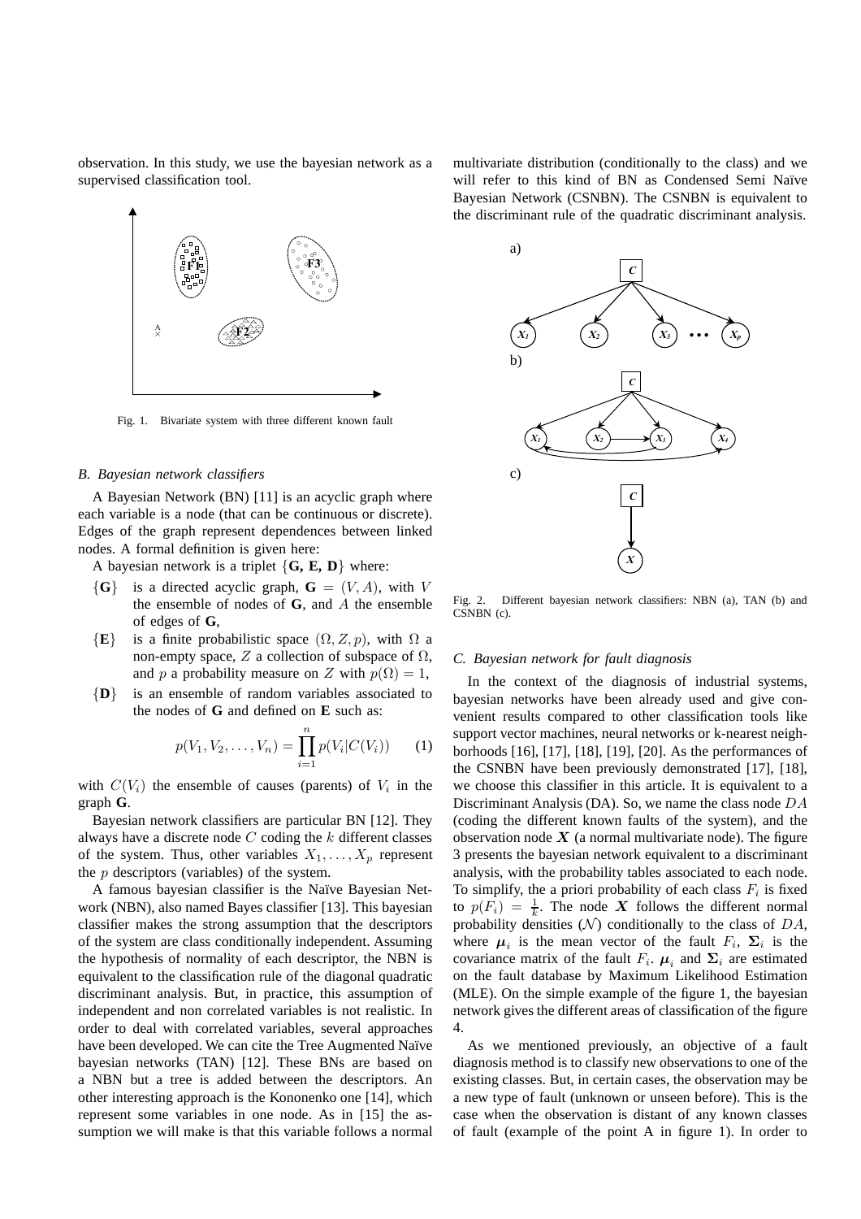observation. In this study, we use the bayesian network as a supervised classification tool.

Fig. 1. Bivariate system with three different known fault

### B. Bayesian network classifiers

A Bayesian Network (BN) [11] is an acyclic graph where each variable is a node (that can be continuous or discrete). Edges of the graph represent dependences between linked nodes. A formal definition is given here:

A bayesian network is a triplet $\{\mathbf{G}, \mathbf{E}, \mathbf{D}\}$ where:

- $\{\mathbf{G}\}$ is a directed acyclic graph, $\mathbf{G} = (V, A)$, with $V$ the ensemble of nodes of $\mathbf{G}$, and $A$ the ensemble of edges of $\mathbf{G}$,
- $\{\mathbf{E}\}$ is a finite probabilistic space $(\Omega, Z, p)$, with $\Omega$ a non-empty space, $Z$ a collection of subspace of $\Omega$, and $p$ a probability measure on $Z$ with $p(\Omega) = 1$,
- $\{\mathbf{D}\}$ is an ensemble of random variables associated to the nodes of $\mathbf{G}$ and defined on $\mathbf{E}$ such as:

$$p(V_1, V_2, \ldots, V_n) = \prod_{i=1}^{n} p(V_i|C(V_i)) \qquad (1)$$

with $C(V_i)$ the ensemble of causes (parents) of $V_i$ in the graph $\mathbf{G}$.

Bayesian network classifiers are particular BN [12]. They always have a discrete node $C$ coding the $k$ different classes of the system. Thus, other variables $X_1, \ldots, X_p$ represent the $p$ descriptors (variables) of the system.

A famous bayesian classifier is the Naïve Bayesian Network (NBN), also named Bayes classifier [13]. This bayesian classifier makes the strong assumption that the descriptors of the system are class conditionally independent. Assuming the hypothesis of normality of each descriptor, the NBN is equivalent to the classification rule of the diagonal quadratic discriminant analysis. But, in practice, this assumption of independent and non correlated variables is not realistic. In order to deal with correlated variables, several approaches have been developed. We can cite the Tree Augmented Naïve bayesian networks (TAN) [12]. These BNs are based on a NBN but a tree is added between the descriptors. An other interesting approach is the Kononenko one [14], which represent some variables in one node. As in [15] the assumption we will make is that this variable follows a normal multivariate distribution (conditionally to the class) and we will refer to this kind of BN as Condensed Semi Naïve Bayesian Network (CSNBN). The CSNBN is equivalent to the discriminant rule of the quadratic discriminant analysis.

Fig. 2. Different bayesian network classifiers: NBN (a), TAN (b) and CSNBN (c).

### C. Bayesian network for fault diagnosis

In the context of the diagnosis of industrial systems, bayesian networks have been already used and give convenient results compared to other classification tools like support vector machines, neural networks or k-nearest neighborhoods [16], [17], [18], [19], [20]. As the performances of the CSNBN have been previously demonstrated [17], [18], we choose this classifier in this article. It is equivalent to a Discriminant Analysis (DA). So, we name the class node $DA$ (coding the different known faults of the system), and the observation node $\boldsymbol{X}$ (a normal multivariate node). The figure 3 presents the bayesian network equivalent to a discriminant analysis, with the probability tables associated to each node. To simplify, the a priori probability of each class $F_i$ is fixed to $p(F_i) = \frac{1}{k}$. The node $\boldsymbol{X}$ follows the different normal probability densities ($\mathcal{N}$) conditionally to the class of $DA$, where $\boldsymbol{\mu}_i$ is the mean vector of the fault $F_i$, $\boldsymbol{\Sigma}_i$ is the covariance matrix of the fault $F_i$. $\boldsymbol{\mu}_i$ and $\boldsymbol{\Sigma}_i$ are estimated on the fault database by Maximum Likelihood Estimation (MLE). On the simple example of the figure 1, the bayesian network gives the different areas of classification of the figure 4.

As we mentioned previously, an objective of a fault diagnosis method is to classify new observations to one of the existing classes. But, in certain cases, the observation may be a new type of fault (unknown or unseen before). This is the case when the observation is distant of any known classes of fault (example of the point A in figure 1). In order to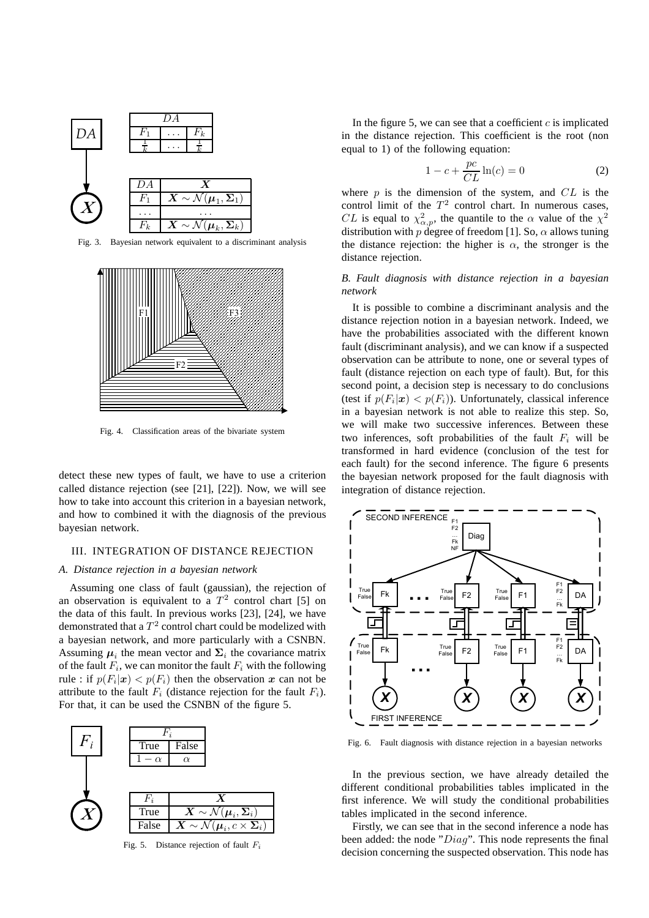| $DA$ | | |
|---|---|---|
| $F_1$ | ... | $F_k$ |
| $\frac{1}{k}$ | ... | $\frac{1}{k}$ |

| $DA$ | $\boldsymbol{X}$ |
|---|---|
| $F_1$ | $\boldsymbol{X} \sim \mathcal{N}(\boldsymbol{\mu}_1, \boldsymbol{\Sigma}_1)$ |
| ... | ... |
| $F_k$ | $\boldsymbol{X} \sim \mathcal{N}(\boldsymbol{\mu}_k, \boldsymbol{\Sigma}_k)$ |

Fig. 3. Bayesian network equivalent to a discriminant analysis

Fig. 4. Classification areas of the bivariate system

detect these new types of fault, we have to use a criterion called distance rejection (see [21], [22]). Now, we will see how to take into account this criterion in a bayesian network, and how to combined it with the diagnosis of the previous bayesian network.

## III. INTEGRATION OF DISTANCE REJECTION

### A. Distance rejection in a bayesian network

Assuming one class of fault (gaussian), the rejection of an observation is equivalent to a $T^2$ control chart [5] on the data of this fault. In previous works [23], [24], we have demonstrated that a $T^2$ control chart could be modelized with a bayesian network, and more particularly with a CSNBN. Assuming $\boldsymbol{\mu}_i$ the mean vector and $\boldsymbol{\Sigma}_i$ the covariance matrix of the fault $F_i$, we can monitor the fault $F_i$ with the following rule : if $p(F_i|\boldsymbol{x}) < p(F_i)$ then the observation $\boldsymbol{x}$ can not be attribute to the fault $F_i$ (distance rejection for the fault $F_i$). For that, it can be used the CSNBN of the figure 5.

| $F_i$ | |
|---|---|
| True | False |
| $1-\alpha$ | $\alpha$ |

| $F_i$ | $\boldsymbol{X}$ |
|---|---|
| True | $\boldsymbol{X} \sim \mathcal{N}(\boldsymbol{\mu}_i, \boldsymbol{\Sigma}_i)$ |
| False | $\boldsymbol{X} \sim \mathcal{N}(\boldsymbol{\mu}_i, c \times \boldsymbol{\Sigma}_i)$ |

Fig. 5. Distance rejection of fault $F_i$

In the figure 5, we can see that a coefficient $c$ is implicated in the distance rejection. This coefficient is the root (non equal to 1) of the following equation:

$$1 - c + \frac{pc}{CL} \ln(c) = 0 \tag{2}$$

where $p$ is the dimension of the system, and $CL$ is the control limit of the $T^2$ control chart. In numerous cases, $CL$ is equal to $\chi^2_{\alpha,p}$, the quantile to the $\alpha$ value of the $\chi^2$ distribution with $p$ degree of freedom [1]. So, $\alpha$ allows tuning the distance rejection: the higher is $\alpha$, the stronger is the distance rejection.

### B. Fault diagnosis with distance rejection in a bayesian network

It is possible to combine a discriminant analysis and the distance rejection notion in a bayesian network. Indeed, we have the probabilities associated with the different known fault (discriminant analysis), and we can know if a suspected observation can be attribute to none, one or several types of fault (distance rejection on each type of fault). But, for this second point, a decision step is necessary to do conclusions (test if $p(F_i|\boldsymbol{x}) < p(F_i)$). Unfortunately, classical inference in a bayesian network is not able to realize this step. So, we will make two successive inferences. Between these two inferences, soft probabilities of the fault $F_i$ will be transformed in hard evidence (conclusion of the test for each fault) for the second inference. The figure 6 presents the bayesian network proposed for the fault diagnosis with integration of distance rejection.

Fig. 6. Fault diagnosis with distance rejection in a bayesian networks

In the previous section, we have already detailed the different conditional probabilities tables implicated in the first inference. We will study the conditional probabilities tables implicated in the second inference.

Firstly, we can see that in the second inference a node has been added: the node "$Diag$". This node represents the final decision concerning the suspected observation. This node has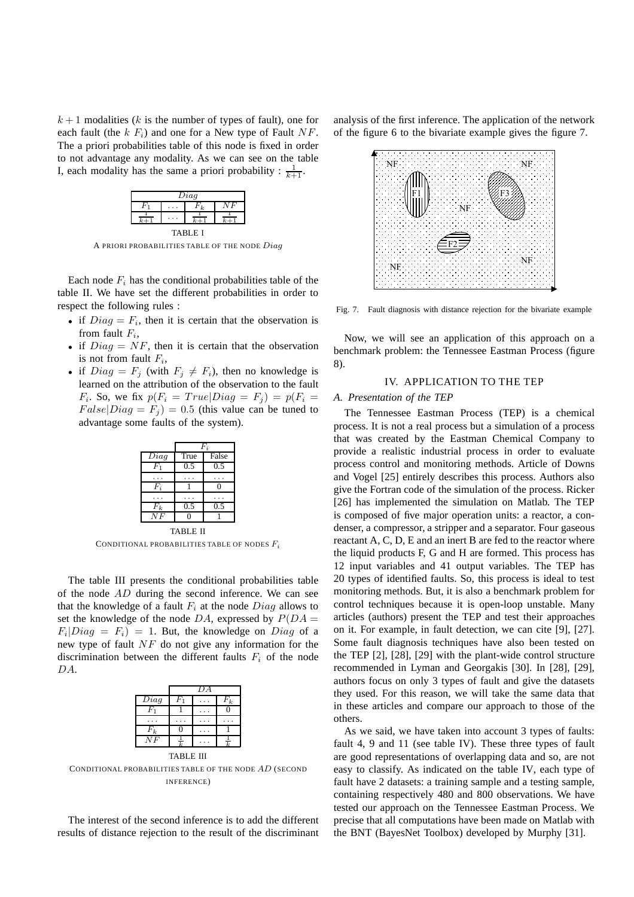$k+1$ modalities ($k$ is the number of types of fault), one for each fault (the $k$ $F_i$) and one for a New type of Fault $NF$. The a priori probabilities table of this node is fixed in order to not advantage any modality. As we can see on the table I, each modality has the same a priori probability : $\frac{1}{k+1}$.

| $Diag$ | | | |
|---|---|---|---|
| $F_1$ | $\ldots$ | $F_k$ | $NF$ |
| $\frac{1}{k+1}$ | $\ldots$ | $\frac{1}{k+1}$ | $\frac{1}{k+1}$ |

TABLE I

A PRIORI PROBABILITIES TABLE OF THE NODE $Diag$

Each node $F_i$ has the conditional probabilities table of the table II. We have set the different probabilities in order to respect the following rules :

- if $Diag = F_i$, then it is certain that the observation is from fault $F_i$,
- if $Diag = NF$, then it is certain that the observation is not from fault $F_i$,
- if $Diag = F_j$ (with $F_j \neq F_i$), then no knowledge is learned on the attribution of the observation to the fault $F_i$. So, we fix $p(F_i = True|Diag = F_j) = p(F_i = False|Diag = F_j) = 0.5$ (this value can be tuned to advantage some faults of the system).

| | $F_i$ | |
|---|---|---|
| $Diag$ | True | False |
| $F_1$ | 0.5 | 0.5 |
| $\ldots$ | $\ldots$ | $\ldots$ |
| $F_i$ | 1 | 0 |
| $\ldots$ | $\ldots$ | $\ldots$ |
| $F_k$ | 0.5 | 0.5 |
| $NF$ | 0 | 1 |

TABLE II

CONDITIONAL PROBABILITIES TABLE OF NODES $F_i$

The table III presents the conditional probabilities table of the node $AD$ during the second inference. We can see that the knowledge of a fault $F_i$ at the node $Diag$ allows to set the knowledge of the node $DA$, expressed by $P(DA = F_i|Diag = F_i) = 1$. But, the knowledge on $Diag$ of a new type of fault $NF$ do not give any information for the discrimination between the different faults $F_i$ of the node $DA$.

| | $DA$ | | |
|---|---|---|---|
| $Diag$ | $F_1$ | $\ldots$ | $F_k$ |
| $F_1$ | 1 | $\ldots$ | 0 |
| $\ldots$ | $\ldots$ | $\ldots$ | $\ldots$ |
| $F_k$ | 0 | $\ldots$ | 1 |
| $NF$ | $\frac{1}{k}$ | $\ldots$ | $\frac{1}{k}$ |

TABLE III

CONDITIONAL PROBABILITIES TABLE OF THE NODE $AD$ (SECOND INFERENCE)

The interest of the second inference is to add the different results of distance rejection to the result of the discriminant analysis of the first inference. The application of the network of the figure 6 to the bivariate example gives the figure 7.

Fig. 7. Fault diagnosis with distance rejection for the bivariate example

Now, we will see an application of this approach on a benchmark problem: the Tennessee Eastman Process (figure 8).

## IV. APPLICATION TO THE TEP

### A. Presentation of the TEP

The Tennessee Eastman Process (TEP) is a chemical process. It is not a real process but a simulation of a process that was created by the Eastman Chemical Company to provide a realistic industrial process in order to evaluate process control and monitoring methods. Article of Downs and Vogel [25] entirely describes this process. Authors also give the Fortran code of the simulation of the process. Ricker [26] has implemented the simulation on Matlab. The TEP is composed of five major operation units: a reactor, a condenser, a compressor, a stripper and a separator. Four gaseous reactant A, C, D, E and an inert B are fed to the reactor where the liquid products F, G and H are formed. This process has 12 input variables and 41 output variables. The TEP has 20 types of identified faults. So, this process is ideal to test monitoring methods. But, it is also a benchmark problem for control techniques because it is open-loop unstable. Many articles (authors) present the TEP and test their approaches on it. For example, in fault detection, we can cite [9], [27]. Some fault diagnosis techniques have also been tested on the TEP [2], [28], [29] with the plant-wide control structure recommended in Lyman and Georgakis [30]. In [28], [29], authors focus on only 3 types of fault and give the datasets they used. For this reason, we will take the same data that in these articles and compare our approach to those of the others.

As we said, we have taken into account 3 types of faults: fault 4, 9 and 11 (see table IV). These three types of fault are good representations of overlapping data and so, are not easy to classify. As indicated on the table IV, each type of fault have 2 datasets: a training sample and a testing sample, containing respectively 480 and 800 observations. We have tested our approach on the Tennessee Eastman Process. We precise that all computations have been made on Matlab with the BNT (BayesNet Toolbox) developed by Murphy [31].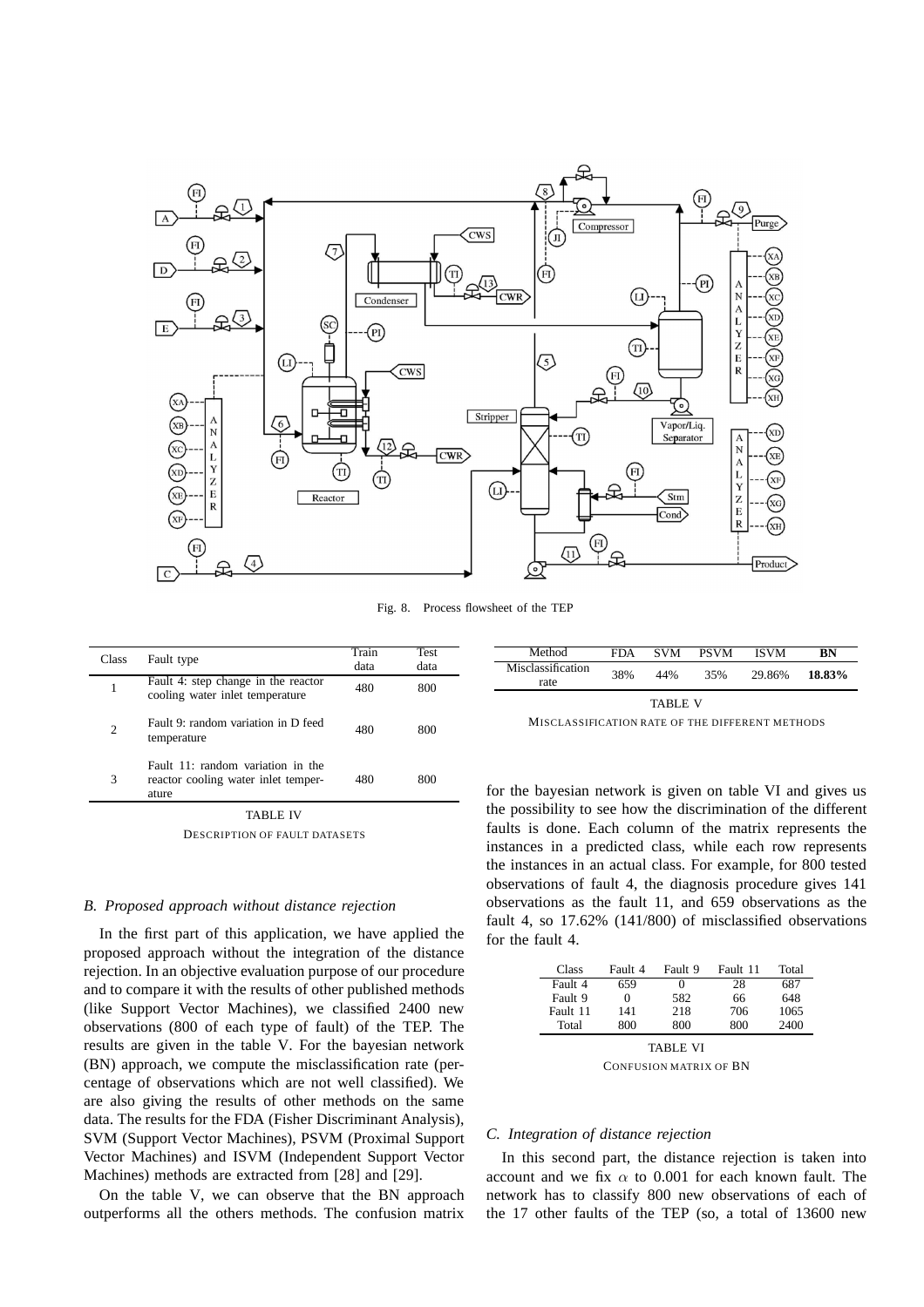Fig. 8. Process flowsheet of the TEP

| Class | Fault type | Train data | Test data |
|---|---|---|---|
| 1 | Fault 4: step change in the reactor cooling water inlet temperature | 480 | 800 |
| 2 | Fault 9: random variation in D feed temperature | 480 | 800 |
| 3 | Fault 11: random variation in the reactor cooling water inlet temperature | 480 | 800 |

TABLE IV

DESCRIPTION OF FAULT DATASETS

### *B. Proposed approach without distance rejection*

In the first part of this application, we have applied the proposed approach without the integration of the distance rejection. In an objective evaluation purpose of our procedure and to compare it with the results of other published methods (like Support Vector Machines), we classified 2400 new observations (800 of each type of fault) of the TEP. The results are given in the table V. For the bayesian network (BN) approach, we compute the misclassification rate (percentage of observations which are not well classified). We are also giving the results of other methods on the same data. The results for the FDA (Fisher Discriminant Analysis), SVM (Support Vector Machines), PSVM (Proximal Support Vector Machines) and ISVM (Independent Support Vector Machines) methods are extracted from [28] and [29].

On the table V, we can observe that the BN approach outperforms all the others methods. The confusion matrix

| Method | FDA | SVM | PSVM | ISVM | **BN** |
|---|---|---|---|---|---|
| Misclassification rate | 38% | 44% | 35% | 29.86% | **18.83%** |

TABLE V

MISCLASSIFICATION RATE OF THE DIFFERENT METHODS

for the bayesian network is given on table VI and gives us the possibility to see how the discrimination of the different faults is done. Each column of the matrix represents the instances in a predicted class, while each row represents the instances in an actual class. For example, for 800 tested observations of fault 4, the diagnosis procedure gives 141 observations as the fault 11, and 659 observations as the fault 4, so 17.62% (141/800) of misclassified observations for the fault 4.

| Class | Fault 4 | Fault 9 | Fault 11 | Total |
|---|---|---|---|---|
| Fault 4 | 659 | 0 | 28 | 687 |
| Fault 9 | 0 | 582 | 66 | 648 |
| Fault 11 | 141 | 218 | 706 | 1065 |
| Total | 800 | 800 | 800 | 2400 |

TABLE VI

CONFUSION MATRIX OF BN

### *C. Integration of distance rejection*

In this second part, the distance rejection is taken into account and we fix $\alpha$ to 0.001 for each known fault. The network has to classify 800 new observations of each of the 17 other faults of the TEP (so, a total of 13600 new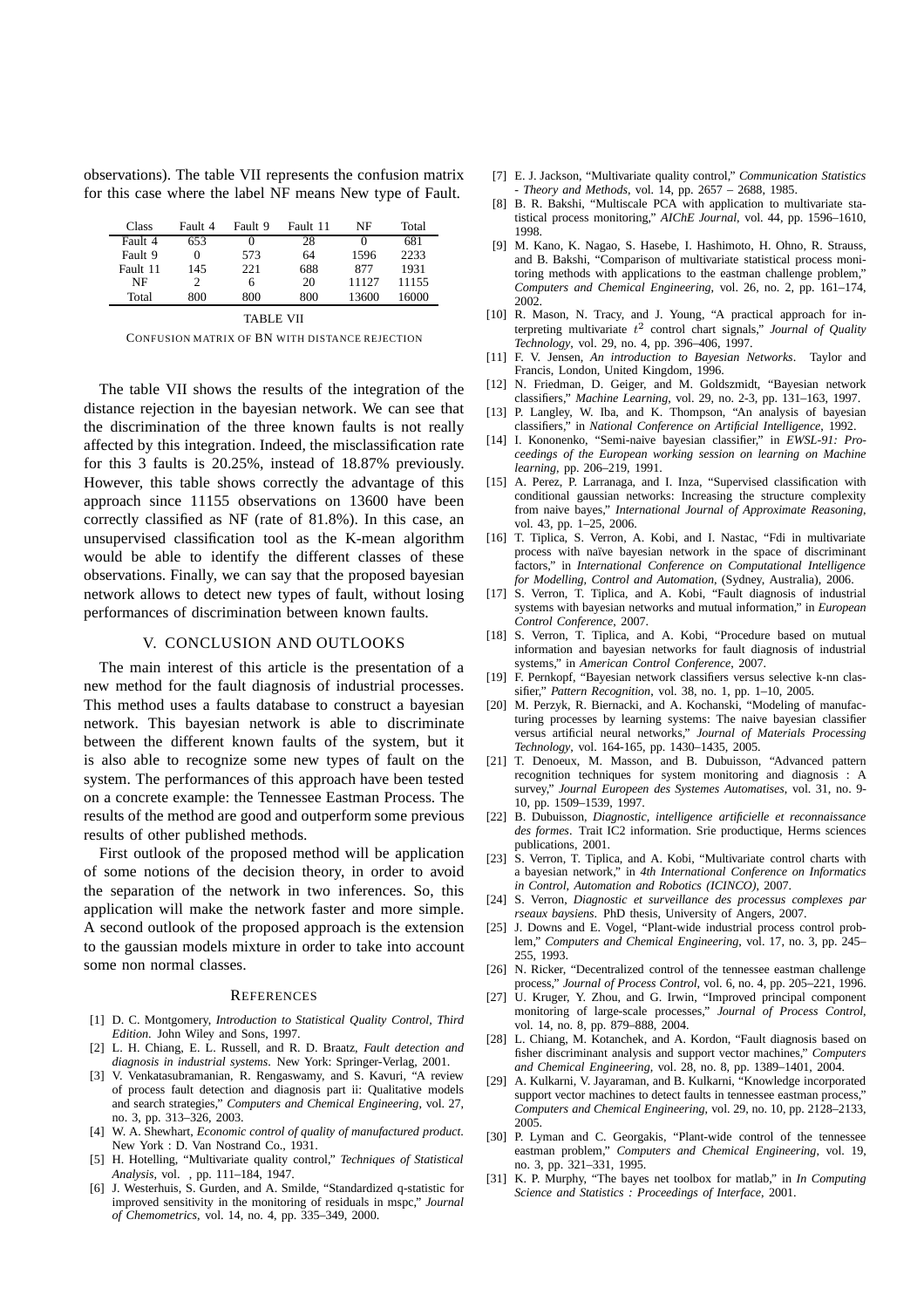observations). The table VII represents the confusion matrix for this case where the label NF means New type of Fault.

| Class | Fault 4 | Fault 9 | Fault 11 | NF | Total |
|---|---|---|---|---|---|
| Fault 4 | 653 | 0 | 28 | 0 | 681 |
| Fault 9 | 0 | 573 | 64 | 1596 | 2233 |
| Fault 11 | 145 | 221 | 688 | 877 | 1931 |
| NF | 2 | 6 | 20 | 11127 | 11155 |
| Total | 800 | 800 | 800 | 13600 | 16000 |

TABLE VII

CONFUSION MATRIX OF BN WITH DISTANCE REJECTION

The table VII shows the results of the integration of the distance rejection in the bayesian network. We can see that the discrimination of the three known faults is not really affected by this integration. Indeed, the misclassification rate for this 3 faults is 20.25%, instead of 18.87% previously. However, this table shows correctly the advantage of this approach since 11155 observations on 13600 have been correctly classified as NF (rate of 81.8%). In this case, an unsupervised classification tool as the K-mean algorithm would be able to identify the different classes of these observations. Finally, we can say that the proposed bayesian network allows to detect new types of fault, without losing performances of discrimination between known faults.

## V. CONCLUSION AND OUTLOOKS

The main interest of this article is the presentation of a new method for the fault diagnosis of industrial processes. This method uses a faults database to construct a bayesian network. This bayesian network is able to discriminate between the different known faults of the system, but it is also able to recognize some new types of fault on the system. The performances of this approach have been tested on a concrete example: the Tennessee Eastman Process. The results of the method are good and outperform some previous results of other published methods.

First outlook of the proposed method will be application of some notions of the decision theory, in order to avoid the separation of the network in two inferences. So, this application will make the network faster and more simple. A second outlook of the proposed approach is the extension to the gaussian models mixture in order to take into account some non normal classes.

## REFERENCES

[1] D. C. Montgomery, *Introduction to Statistical Quality Control, Third Edition*. John Wiley and Sons, 1997.

[2] L. H. Chiang, E. L. Russell, and R. D. Braatz, *Fault detection and diagnosis in industrial systems*. New York: Springer-Verlag, 2001.

[3] V. Venkatasubramanian, R. Rengaswamy, and S. Kavuri, "A review of process fault detection and diagnosis part ii: Qualitative models and search strategies," *Computers and Chemical Engineering*, vol. 27, no. 3, pp. 313–326, 2003.

[4] W. A. Shewhart, *Economic control of quality of manufactured product*. New York : D. Van Nostrand Co., 1931.

[5] H. Hotelling, "Multivariate quality control," *Techniques of Statistical Analysis*, vol. , pp. 111–184, 1947.

[6] J. Westerhuis, S. Gurden, and A. Smilde, "Standardized q-statistic for improved sensitivity in the monitoring of residuals in mspc," *Journal of Chemometrics*, vol. 14, no. 4, pp. 335–349, 2000.

[7] E. J. Jackson, "Multivariate quality control," *Communication Statistics - Theory and Methods*, vol. 14, pp. 2657 – 2688, 1985.

[8] B. R. Bakshi, "Multiscale PCA with application to multivariate statistical process monitoring," *AIChE Journal*, vol. 44, pp. 1596–1610, 1998.

[9] M. Kano, K. Nagao, S. Hasebe, I. Hashimoto, H. Ohno, R. Strauss, and B. Bakshi, "Comparison of multivariate statistical process monitoring methods with applications to the eastman challenge problem," *Computers and Chemical Engineering*, vol. 26, no. 2, pp. 161–174, 2002.

[10] R. Mason, N. Tracy, and J. Young, "A practical approach for interpreting multivariate $t^2$ control chart signals," *Journal of Quality Technology*, vol. 29, no. 4, pp. 396–406, 1997.

[11] F. V. Jensen, *An introduction to Bayesian Networks*. Taylor and Francis, London, United Kingdom, 1996.

[12] N. Friedman, D. Geiger, and M. Goldszmidt, "Bayesian network classifiers," *Machine Learning*, vol. 29, no. 2-3, pp. 131–163, 1997.

[13] P. Langley, W. Iba, and K. Thompson, "An analysis of bayesian classifiers," in *National Conference on Artificial Intelligence*, 1992.

[14] I. Kononenko, "Semi-naive bayesian classifier," in *EWSL-91: Proceedings of the European working session on learning on Machine learning*, pp. 206–219, 1991.

[15] A. Perez, P. Larranaga, and I. Inza, "Supervised classification with conditional gaussian networks: Increasing the structure complexity from naive bayes," *International Journal of Approximate Reasoning*, vol. 43, pp. 1–25, 2006.

[16] T. Tiplica, S. Verron, A. Kobi, and I. Nastac, "Fdi in multivariate process with naïve bayesian network in the space of discriminant factors," in *International Conference on Computational Intelligence for Modelling, Control and Automation*, (Sydney, Australia), 2006.

[17] S. Verron, T. Tiplica, and A. Kobi, "Fault diagnosis of industrial systems with bayesian networks and mutual information," in *European Control Conference*, 2007.

[18] S. Verron, T. Tiplica, and A. Kobi, "Procedure based on mutual information and bayesian networks for fault diagnosis of industrial systems," in *American Control Conference*, 2007.

[19] F. Pernkopf, "Bayesian network classifiers versus selective k-nn classifier," *Pattern Recognition*, vol. 38, no. 1, pp. 1–10, 2005.

[20] M. Perzyk, R. Biernacki, and A. Kochanski, "Modeling of manufacturing processes by learning systems: The naive bayesian classifier versus artificial neural networks," *Journal of Materials Processing Technology*, vol. 164-165, pp. 1430–1435, 2005.

[21] T. Denoeux, M. Masson, and B. Dubuisson, "Advanced pattern recognition techniques for system monitoring and diagnosis : A survey," *Journal Europeen des Systemes Automatises*, vol. 31, no. 9-10, pp. 1509–1539, 1997.

[22] B. Dubuisson, *Diagnostic, intelligence artificielle et reconnaissance des formes*. Trait IC2 information. Srie productique, Herms sciences publications, 2001.

[23] S. Verron, T. Tiplica, and A. Kobi, "Multivariate control charts with a bayesian network," in *4th International Conference on Informatics in Control, Automation and Robotics (ICINCO)*, 2007.

[24] S. Verron, *Diagnostic et surveillance des processus complexes par rseaux baysiens*. PhD thesis, University of Angers, 2007.

[25] J. Downs and E. Vogel, "Plant-wide industrial process control problem," *Computers and Chemical Engineering*, vol. 17, no. 3, pp. 245–255, 1993.

[26] N. Ricker, "Decentralized control of the tennessee eastman challenge process," *Journal of Process Control*, vol. 6, no. 4, pp. 205–221, 1996.

[27] U. Kruger, Y. Zhou, and G. Irwin, "Improved principal component monitoring of large-scale processes," *Journal of Process Control*, vol. 14, no. 8, pp. 879–888, 2004.

[28] L. Chiang, M. Kotanchek, and A. Kordon, "Fault diagnosis based on fisher discriminant analysis and support vector machines," *Computers and Chemical Engineering*, vol. 28, no. 8, pp. 1389–1401, 2004.

[29] A. Kulkarni, V. Jayaraman, and B. Kulkarni, "Knowledge incorporated support vector machines to detect faults in tennessee eastman process," *Computers and Chemical Engineering*, vol. 29, no. 10, pp. 2128–2133, 2005.

[30] P. Lyman and C. Georgakis, "Plant-wide control of the tennessee eastman problem," *Computers and Chemical Engineering*, vol. 19, no. 3, pp. 321–331, 1995.

[31] K. P. Murphy, "The bayes net toolbox for matlab," in *In Computing Science and Statistics : Proceedings of Interface*, 2001.